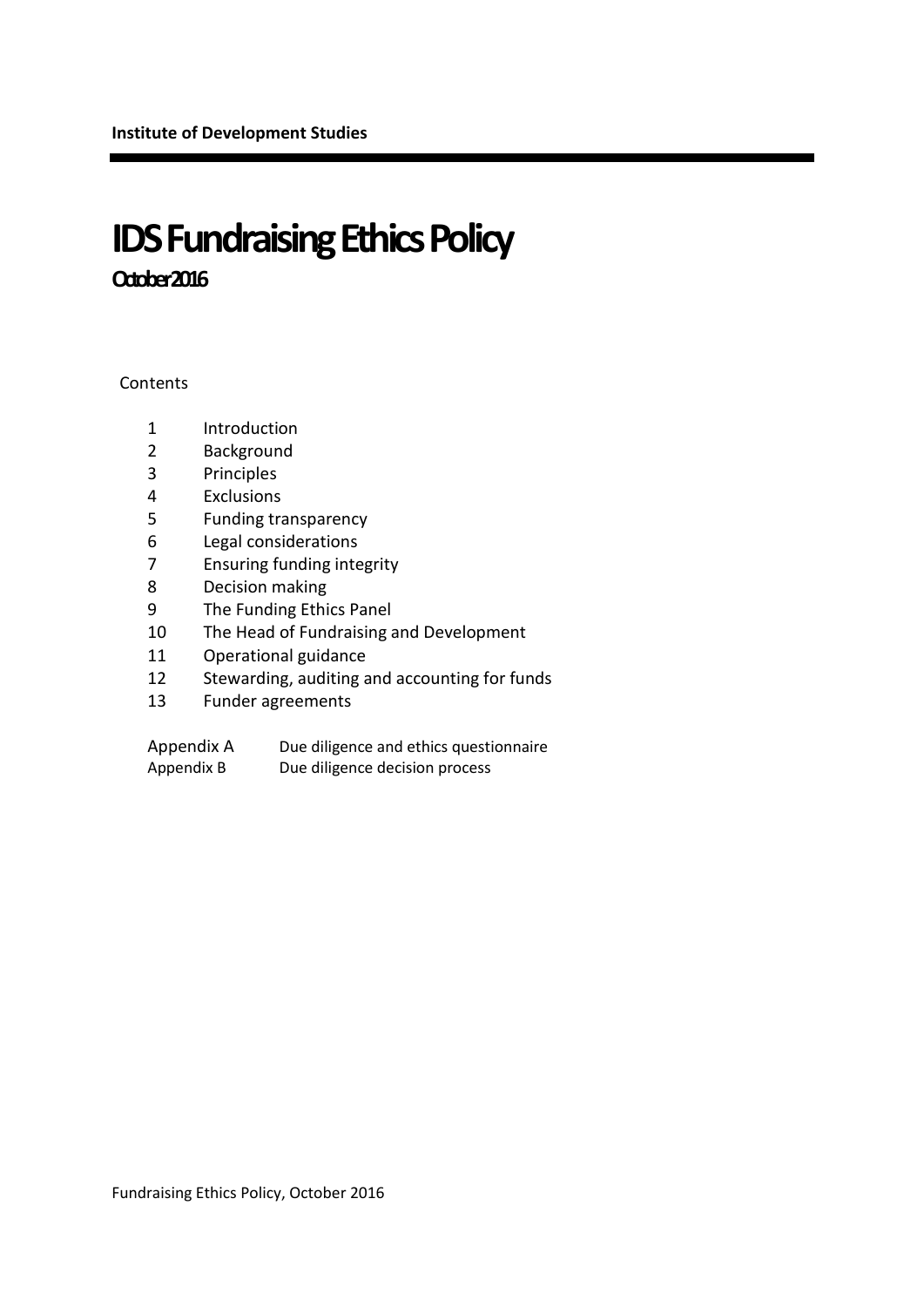**Institute of Development Studies**

# IDS Fundraising Ethics Policy

**October 2016**

Contents

1 Introduction
2 Background
3 Principles
4 Exclusions
5 Funding transparency
6 Legal considerations
7 Ensuring funding integrity
8 Decision making
9 The Funding Ethics Panel
10 The Head of Fundraising and Development
11 Operational guidance
12 Stewarding, auditing and accounting for funds
13 Funder agreements

Appendix A Due diligence and ethics questionnaire
Appendix B Due diligence decision process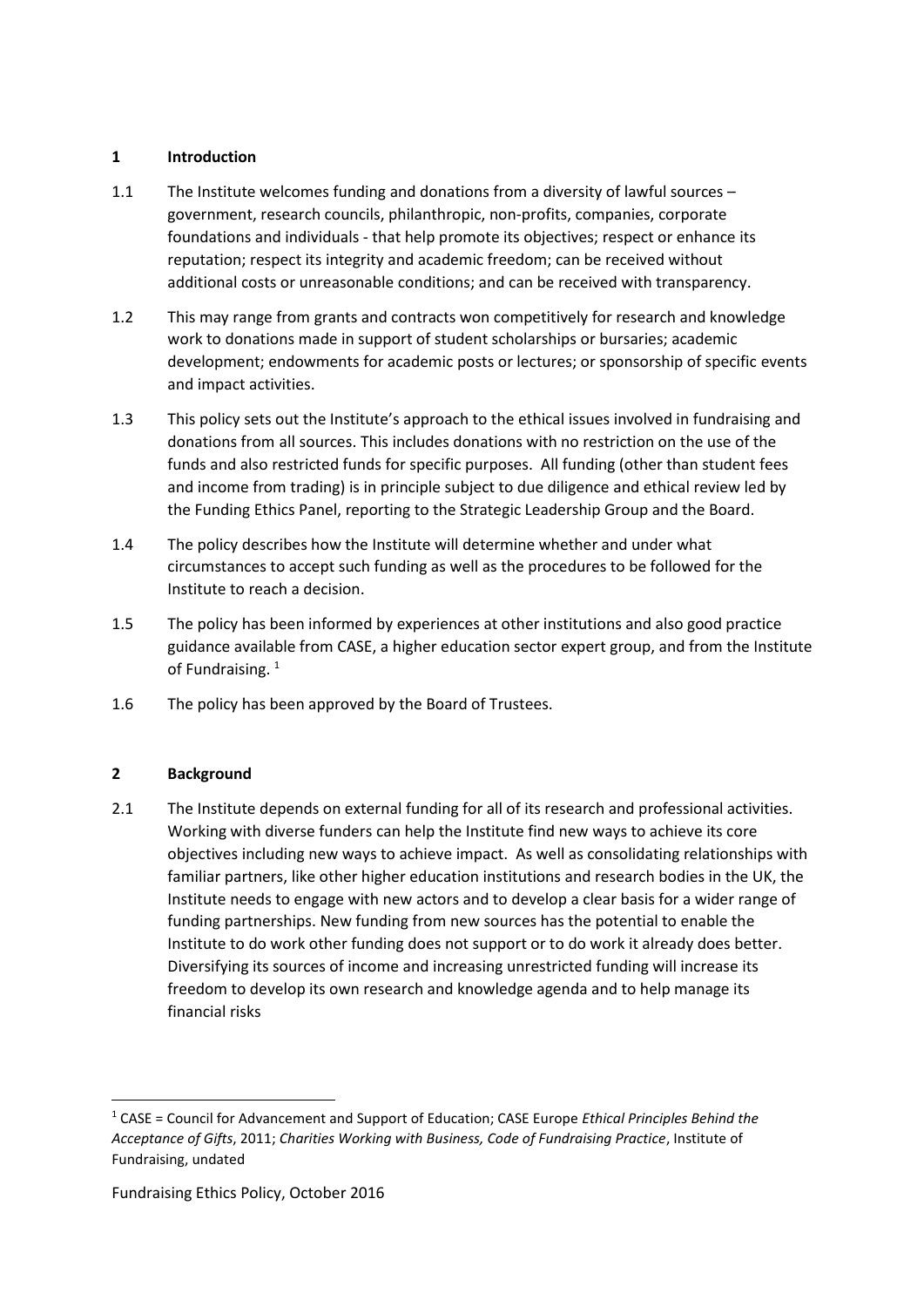## 1 Introduction

1.1 The Institute welcomes funding and donations from a diversity of lawful sources – government, research councils, philanthropic, non-profits, companies, corporate foundations and individuals - that help promote its objectives; respect or enhance its reputation; respect its integrity and academic freedom; can be received without additional costs or unreasonable conditions; and can be received with transparency.

1.2 This may range from grants and contracts won competitively for research and knowledge work to donations made in support of student scholarships or bursaries; academic development; endowments for academic posts or lectures; or sponsorship of specific events and impact activities.

1.3 This policy sets out the Institute's approach to the ethical issues involved in fundraising and donations from all sources. This includes donations with no restriction on the use of the funds and also restricted funds for specific purposes. All funding (other than student fees and income from trading) is in principle subject to due diligence and ethical review led by the Funding Ethics Panel, reporting to the Strategic Leadership Group and the Board.

1.4 The policy describes how the Institute will determine whether and under what circumstances to accept such funding as well as the procedures to be followed for the Institute to reach a decision.

1.5 The policy has been informed by experiences at other institutions and also good practice guidance available from CASE, a higher education sector expert group, and from the Institute of Fundraising. [1]

1.6 The policy has been approved by the Board of Trustees.

## 2 Background

2.1 The Institute depends on external funding for all of its research and professional activities. Working with diverse funders can help the Institute find new ways to achieve its core objectives including new ways to achieve impact. As well as consolidating relationships with familiar partners, like other higher education institutions and research bodies in the UK, the Institute needs to engage with new actors and to develop a clear basis for a wider range of funding partnerships. New funding from new sources has the potential to enable the Institute to do work other funding does not support or to do work it already does better. Diversifying its sources of income and increasing unrestricted funding will increase its freedom to develop its own research and knowledge agenda and to help manage its financial risks

---

[1] CASE = Council for Advancement and Support of Education; CASE Europe *Ethical Principles Behind the Acceptance of Gifts*, 2011; *Charities Working with Business, Code of Fundraising Practice*, Institute of Fundraising, undated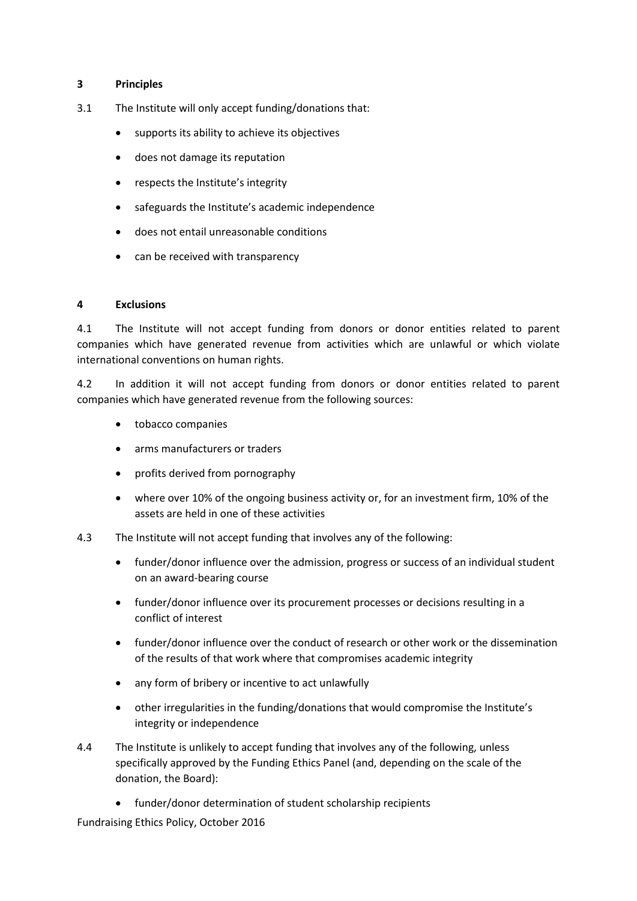## 3 Principles

3.1 The Institute will only accept funding/donations that:

- supports its ability to achieve its objectives
- does not damage its reputation
- respects the Institute's integrity
- safeguards the Institute's academic independence
- does not entail unreasonable conditions
- can be received with transparency

## 4 Exclusions

4.1 The Institute will not accept funding from donors or donor entities related to parent companies which have generated revenue from activities which are unlawful or which violate international conventions on human rights.

4.2 In addition it will not accept funding from donors or donor entities related to parent companies which have generated revenue from the following sources:

- tobacco companies
- arms manufacturers or traders
- profits derived from pornography
- where over 10% of the ongoing business activity or, for an investment firm, 10% of the assets are held in one of these activities

4.3 The Institute will not accept funding that involves any of the following:

- funder/donor influence over the admission, progress or success of an individual student on an award-bearing course
- funder/donor influence over its procurement processes or decisions resulting in a conflict of interest
- funder/donor influence over the conduct of research or other work or the dissemination of the results of that work where that compromises academic integrity
- any form of bribery or incentive to act unlawfully
- other irregularities in the funding/donations that would compromise the Institute's integrity or independence

4.4 The Institute is unlikely to accept funding that involves any of the following, unless specifically approved by the Funding Ethics Panel (and, depending on the scale of the donation, the Board):

- funder/donor determination of student scholarship recipients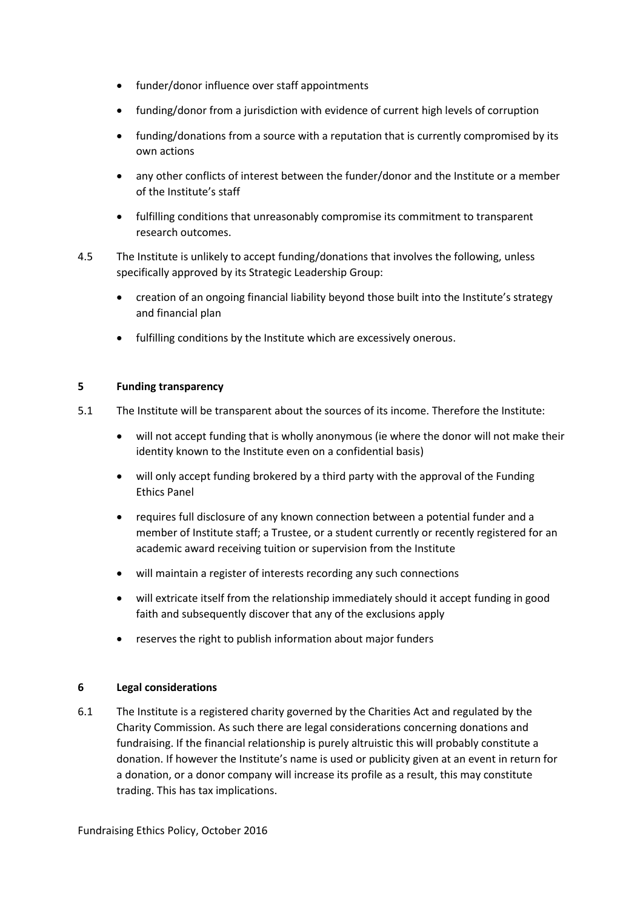- funder/donor influence over staff appointments
- funding/donor from a jurisdiction with evidence of current high levels of corruption
- funding/donations from a source with a reputation that is currently compromised by its own actions
- any other conflicts of interest between the funder/donor and the Institute or a member of the Institute's staff
- fulfilling conditions that unreasonably compromise its commitment to transparent research outcomes.

4.5 The Institute is unlikely to accept funding/donations that involves the following, unless specifically approved by its Strategic Leadership Group:

- creation of an ongoing financial liability beyond those built into the Institute's strategy and financial plan
- fulfilling conditions by the Institute which are excessively onerous.

## 5 Funding transparency

5.1 The Institute will be transparent about the sources of its income. Therefore the Institute:

- will not accept funding that is wholly anonymous (ie where the donor will not make their identity known to the Institute even on a confidential basis)
- will only accept funding brokered by a third party with the approval of the Funding Ethics Panel
- requires full disclosure of any known connection between a potential funder and a member of Institute staff; a Trustee, or a student currently or recently registered for an academic award receiving tuition or supervision from the Institute
- will maintain a register of interests recording any such connections
- will extricate itself from the relationship immediately should it accept funding in good faith and subsequently discover that any of the exclusions apply
- reserves the right to publish information about major funders

## 6 Legal considerations

6.1 The Institute is a registered charity governed by the Charities Act and regulated by the Charity Commission. As such there are legal considerations concerning donations and fundraising. If the financial relationship is purely altruistic this will probably constitute a donation. If however the Institute's name is used or publicity given at an event in return for a donation, or a donor company will increase its profile as a result, this may constitute trading. This has tax implications.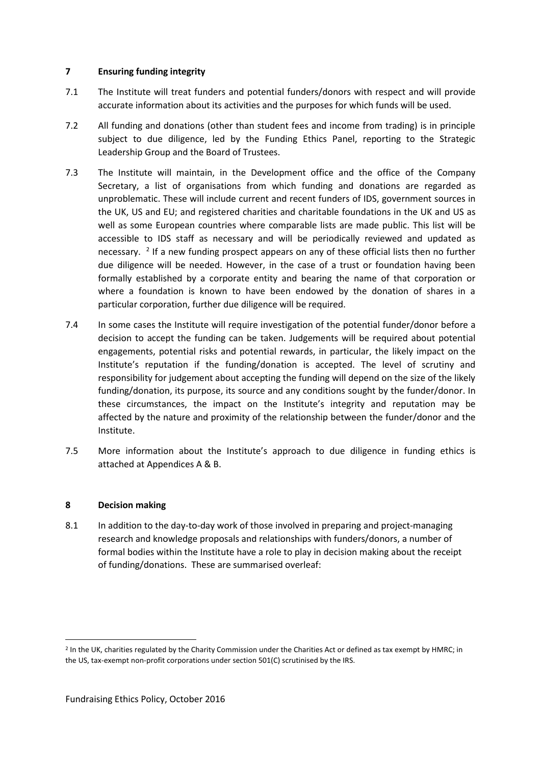## 7 Ensuring funding integrity

7.1 The Institute will treat funders and potential funders/donors with respect and will provide accurate information about its activities and the purposes for which funds will be used.

7.2 All funding and donations (other than student fees and income from trading) is in principle subject to due diligence, led by the Funding Ethics Panel, reporting to the Strategic Leadership Group and the Board of Trustees.

7.3 The Institute will maintain, in the Development office and the office of the Company Secretary, a list of organisations from which funding and donations are regarded as unproblematic. These will include current and recent funders of IDS, government sources in the UK, US and EU; and registered charities and charitable foundations in the UK and US as well as some European countries where comparable lists are made public. This list will be accessible to IDS staff as necessary and will be periodically reviewed and updated as necessary. [2] If a new funding prospect appears on any of these official lists then no further due diligence will be needed. However, in the case of a trust or foundation having been formally established by a corporate entity and bearing the name of that corporation or where a foundation is known to have been endowed by the donation of shares in a particular corporation, further due diligence will be required.

7.4 In some cases the Institute will require investigation of the potential funder/donor before a decision to accept the funding can be taken. Judgements will be required about potential engagements, potential risks and potential rewards, in particular, the likely impact on the Institute's reputation if the funding/donation is accepted. The level of scrutiny and responsibility for judgement about accepting the funding will depend on the size of the likely funding/donation, its purpose, its source and any conditions sought by the funder/donor. In these circumstances, the impact on the Institute's integrity and reputation may be affected by the nature and proximity of the relationship between the funder/donor and the Institute.

7.5 More information about the Institute's approach to due diligence in funding ethics is attached at Appendices A & B.

## 8 Decision making

8.1 In addition to the day-to-day work of those involved in preparing and project-managing research and knowledge proposals and relationships with funders/donors, a number of formal bodies within the Institute have a role to play in decision making about the receipt of funding/donations. These are summarised overleaf:

---

[2] In the UK, charities regulated by the Charity Commission under the Charities Act or defined as tax exempt by HMRC; in the US, tax-exempt non-profit corporations under section 501(C) scrutinised by the IRS.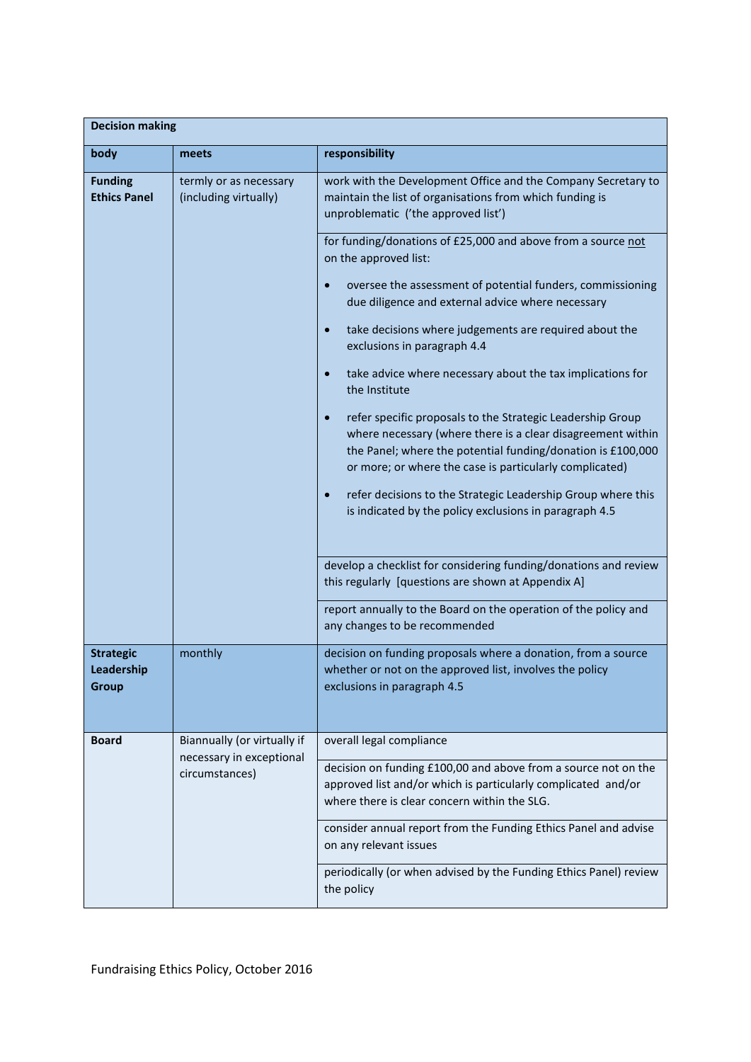| Decision making | | |
|---|---|---|
| **body** | **meets** | **responsibility** |
| **Funding Ethics Panel** | termly or as necessary (including virtually) | work with the Development Office and the Company Secretary to maintain the list of organisations from which funding is unproblematic ('the approved list') |
| | | for funding/donations of £25,000 and above from a source not on the approved list:<br>• oversee the assessment of potential funders, commissioning due diligence and external advice where necessary<br>• take decisions where judgements are required about the exclusions in paragraph 4.4<br>• take advice where necessary about the tax implications for the Institute<br>• refer specific proposals to the Strategic Leadership Group where necessary (where there is a clear disagreement within the Panel; where the potential funding/donation is £100,000 or more; or where the case is particularly complicated)<br>• refer decisions to the Strategic Leadership Group where this is indicated by the policy exclusions in paragraph 4.5 |
| | | develop a checklist for considering funding/donations and review this regularly [questions are shown at Appendix A] |
| | | report annually to the Board on the operation of the policy and any changes to be recommended |
| **Strategic Leadership Group** | monthly | decision on funding proposals where a donation, from a source whether or not on the approved list, involves the policy exclusions in paragraph 4.5 |
| **Board** | Biannually (or virtually if necessary in exceptional circumstances) | overall legal compliance |
| | | decision on funding £100,00 and above from a source not on the approved list and/or which is particularly complicated and/or where there is clear concern within the SLG. |
| | | consider annual report from the Funding Ethics Panel and advise on any relevant issues |
| | | periodically (or when advised by the Funding Ethics Panel) review the policy |

Fundraising Ethics Policy, October 2016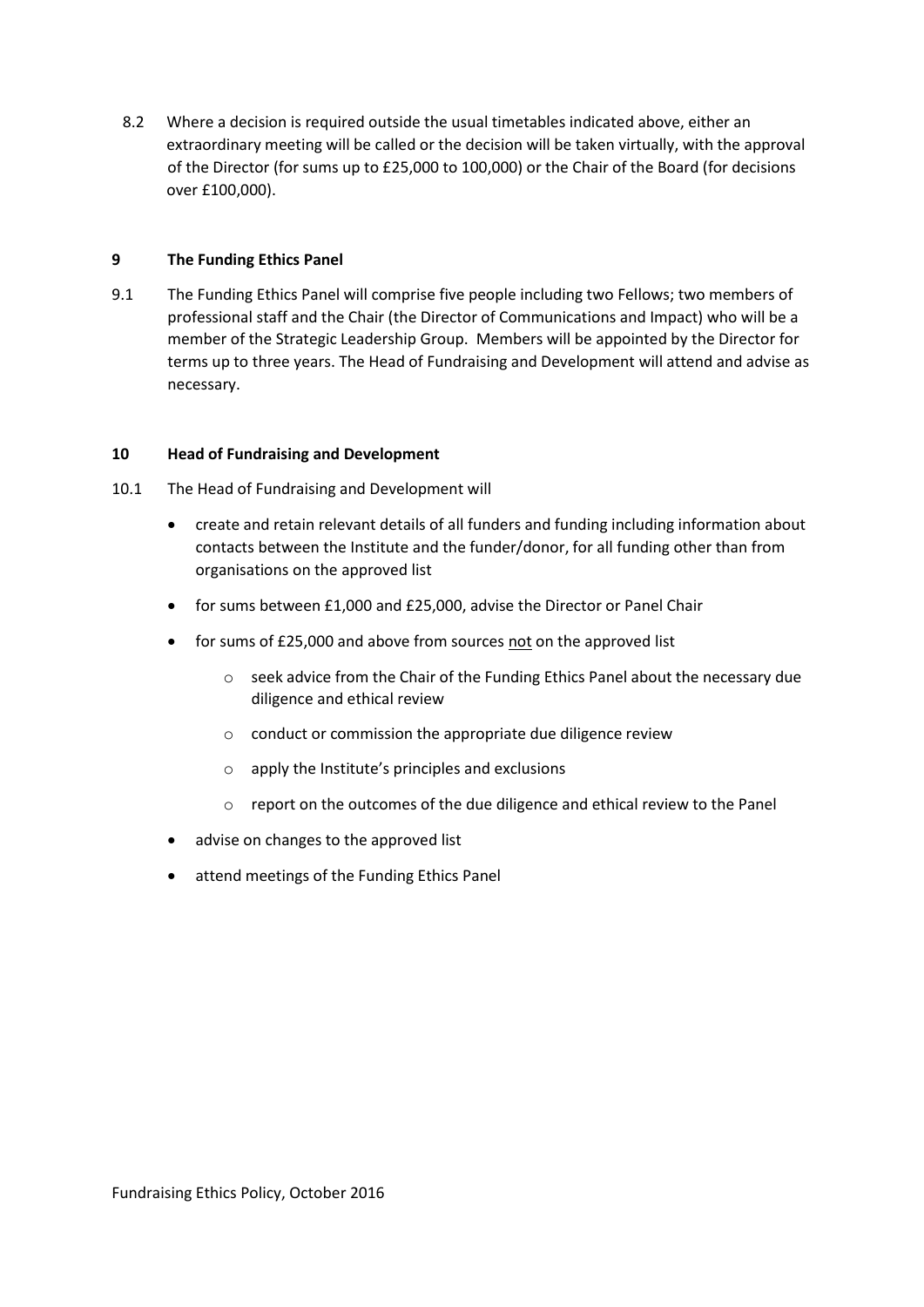8.2 Where a decision is required outside the usual timetables indicated above, either an extraordinary meeting will be called or the decision will be taken virtually, with the approval of the Director (for sums up to £25,000 to 100,000) or the Chair of the Board (for decisions over £100,000).

## 9 The Funding Ethics Panel

9.1 The Funding Ethics Panel will comprise five people including two Fellows; two members of professional staff and the Chair (the Director of Communications and Impact) who will be a member of the Strategic Leadership Group. Members will be appointed by the Director for terms up to three years. The Head of Fundraising and Development will attend and advise as necessary.

## 10 Head of Fundraising and Development

10.1 The Head of Fundraising and Development will

- create and retain relevant details of all funders and funding including information about contacts between the Institute and the funder/donor, for all funding other than from organisations on the approved list
- for sums between £1,000 and £25,000, advise the Director or Panel Chair
- for sums of £25,000 and above from sources not on the approved list
  - seek advice from the Chair of the Funding Ethics Panel about the necessary due diligence and ethical review
  - conduct or commission the appropriate due diligence review
  - apply the Institute's principles and exclusions
  - report on the outcomes of the due diligence and ethical review to the Panel
- advise on changes to the approved list
- attend meetings of the Funding Ethics Panel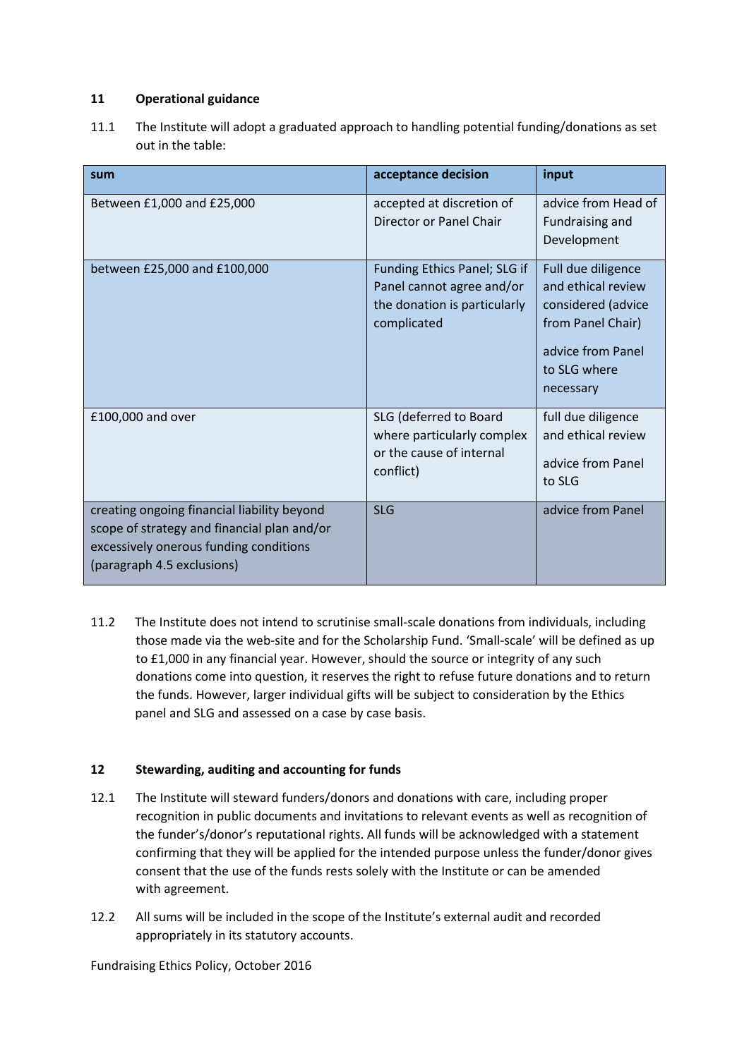## 11 Operational guidance

11.1 The Institute will adopt a graduated approach to handling potential funding/donations as set out in the table:

| sum | acceptance decision | input |
|---|---|---|
| Between £1,000 and £25,000 | accepted at discretion of Director or Panel Chair | advice from Head of Fundraising and Development |
| between £25,000 and £100,000 | Funding Ethics Panel; SLG if Panel cannot agree and/or the donation is particularly complicated | Full due diligence and ethical review considered (advice from Panel Chair)<br><br>advice from Panel to SLG where necessary |
| £100,000 and over | SLG (deferred to Board where particularly complex or the cause of internal conflict) | full due diligence and ethical review<br><br>advice from Panel to SLG |
| creating ongoing financial liability beyond scope of strategy and financial plan and/or excessively onerous funding conditions (paragraph 4.5 exclusions) | SLG | advice from Panel |

11.2 The Institute does not intend to scrutinise small-scale donations from individuals, including those made via the web-site and for the Scholarship Fund. 'Small-scale' will be defined as up to £1,000 in any financial year. However, should the source or integrity of any such donations come into question, it reserves the right to refuse future donations and to return the funds. However, larger individual gifts will be subject to consideration by the Ethics panel and SLG and assessed on a case by case basis.

## 12 Stewarding, auditing and accounting for funds

12.1 The Institute will steward funders/donors and donations with care, including proper recognition in public documents and invitations to relevant events as well as recognition of the funder's/donor's reputational rights. All funds will be acknowledged with a statement confirming that they will be applied for the intended purpose unless the funder/donor gives consent that the use of the funds rests solely with the Institute or can be amended with agreement.

12.2 All sums will be included in the scope of the Institute's external audit and recorded appropriately in its statutory accounts.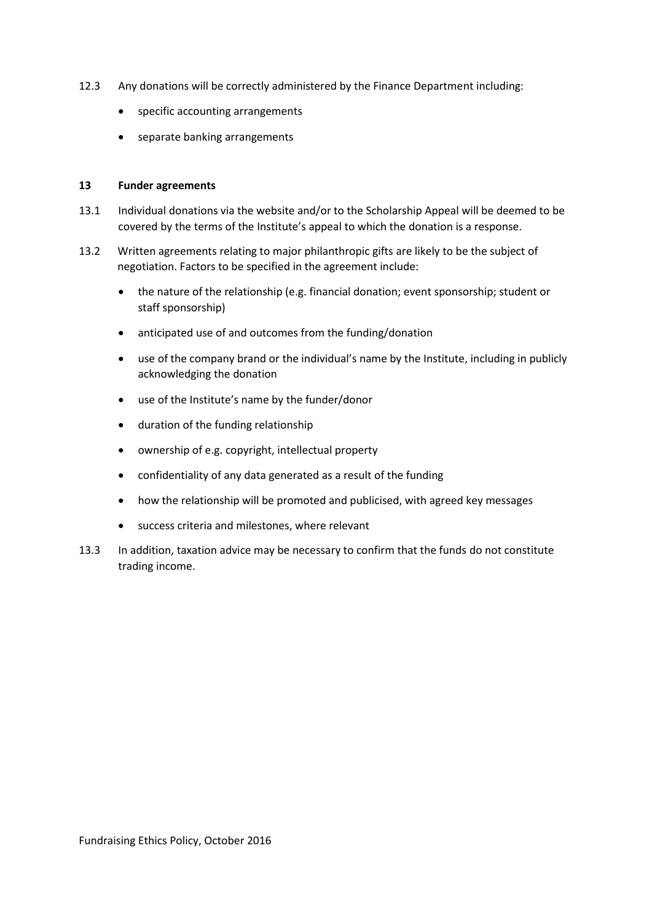12.3 Any donations will be correctly administered by the Finance Department including:

- specific accounting arrangements
- separate banking arrangements

## 13 Funder agreements

13.1 Individual donations via the website and/or to the Scholarship Appeal will be deemed to be covered by the terms of the Institute's appeal to which the donation is a response.

13.2 Written agreements relating to major philanthropic gifts are likely to be the subject of negotiation. Factors to be specified in the agreement include:

- the nature of the relationship (e.g. financial donation; event sponsorship; student or staff sponsorship)
- anticipated use of and outcomes from the funding/donation
- use of the company brand or the individual's name by the Institute, including in publicly acknowledging the donation
- use of the Institute's name by the funder/donor
- duration of the funding relationship
- ownership of e.g. copyright, intellectual property
- confidentiality of any data generated as a result of the funding
- how the relationship will be promoted and publicised, with agreed key messages
- success criteria and milestones, where relevant

13.3 In addition, taxation advice may be necessary to confirm that the funds do not constitute trading income.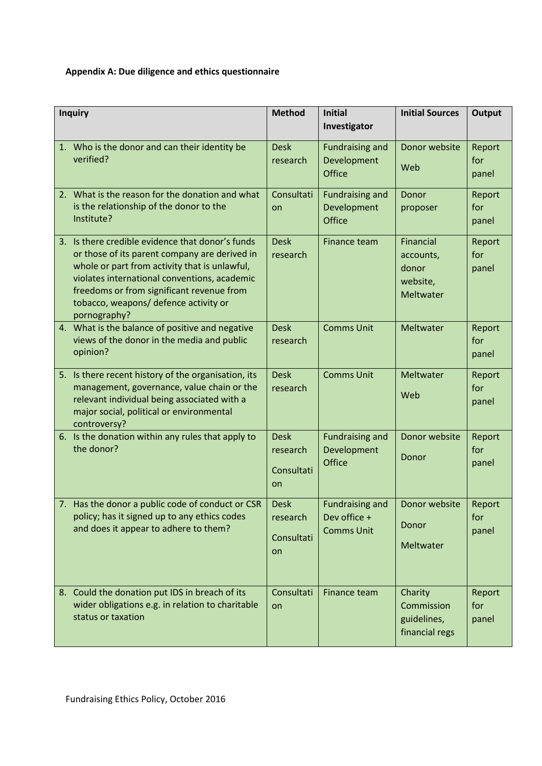**Appendix A: Due diligence and ethics questionnaire**

| Inquiry | Method | Initial Investigator | Initial Sources | Output |
|---|---|---|---|---|
| 1. Who is the donor and can their identity be verified? | Desk research | Fundraising and Development Office | Donor website<br>Web | Report for panel |
| 2. What is the reason for the donation and what is the relationship of the donor to the Institute? | Consultation | Fundraising and Development Office | Donor proposer | Report for panel |
| 3. Is there credible evidence that donor's funds or those of its parent company are derived in whole or part from activity that is unlawful, violates international conventions, academic freedoms or from significant revenue from tobacco, weapons/ defence activity or pornography? | Desk research | Finance team | Financial accounts, donor website, Meltwater | Report for panel |
| 4. What is the balance of positive and negative views of the donor in the media and public opinion? | Desk research | Comms Unit | Meltwater | Report for panel |
| 5. Is there recent history of the organisation, its management, governance, value chain or the relevant individual being associated with a major social, political or environmental controversy? | Desk research | Comms Unit | Meltwater<br>Web | Report for panel |
| 6. Is the donation within any rules that apply to the donor? | Desk research<br>Consultation | Fundraising and Development Office | Donor website<br>Donor | Report for panel |
| 7. Has the donor a public code of conduct or CSR policy; has it signed up to any ethics codes and does it appear to adhere to them? | Desk research<br>Consultation | Fundraising and Dev office + Comms Unit | Donor website<br>Donor<br>Meltwater | Report for panel |
| 8. Could the donation put IDS in breach of its wider obligations e.g. in relation to charitable status or taxation | Consultation | Finance team | Charity Commission guidelines, financial regs | Report for panel |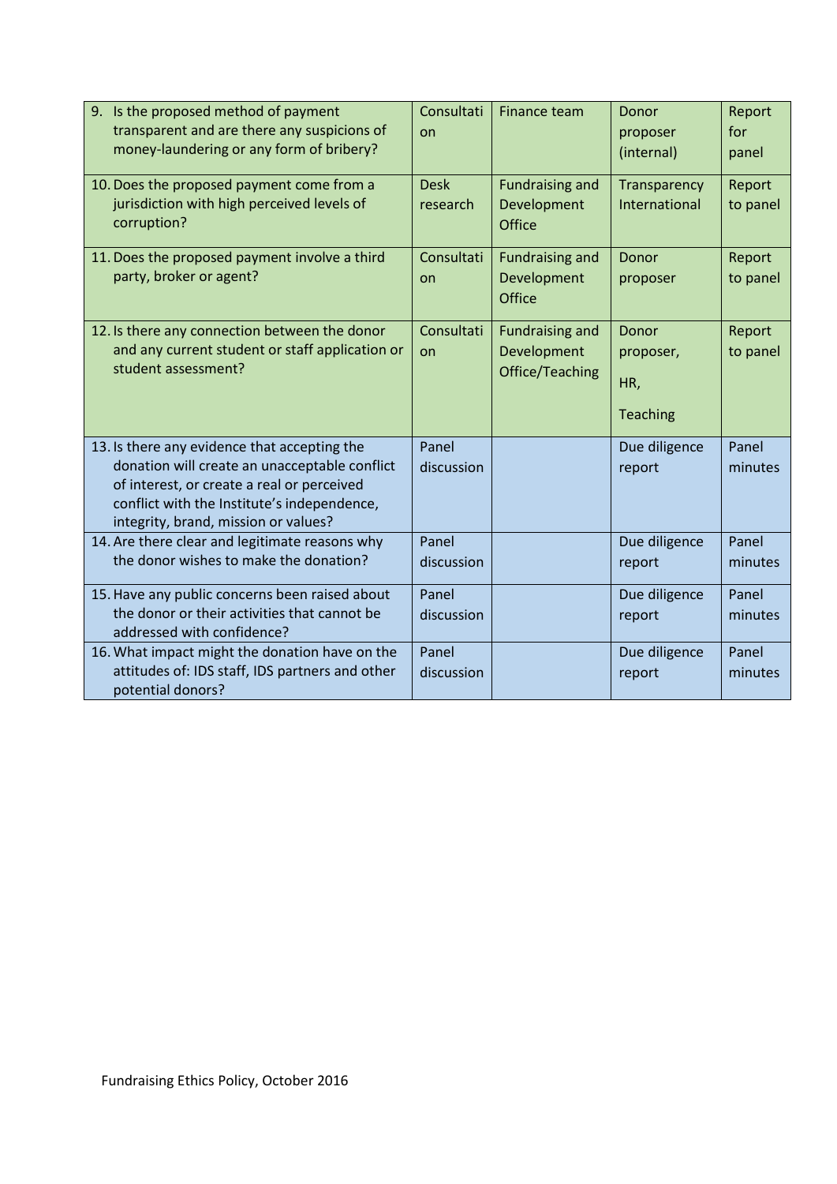| | | | | |
|---|---|---|---|---|
| 9. Is the proposed method of payment transparent and are there any suspicions of money-laundering or any form of bribery? | Consultation | Finance team | Donor proposer (internal) | Report for panel |
| 10. Does the proposed payment come from a jurisdiction with high perceived levels of corruption? | Desk research | Fundraising and Development Office | Transparency International | Report to panel |
| 11. Does the proposed payment involve a third party, broker or agent? | Consultation | Fundraising and Development Office | Donor proposer | Report to panel |
| 12. Is there any connection between the donor and any current student or staff application or student assessment? | Consultation | Fundraising and Development Office/Teaching | Donor proposer, HR, Teaching | Report to panel |
| 13. Is there any evidence that accepting the donation will create an unacceptable conflict of interest, or create a real or perceived conflict with the Institute's independence, integrity, brand, mission or values? | Panel discussion | | Due diligence report | Panel minutes |
| 14. Are there clear and legitimate reasons why the donor wishes to make the donation? | Panel discussion | | Due diligence report | Panel minutes |
| 15. Have any public concerns been raised about the donor or their activities that cannot be addressed with confidence? | Panel discussion | | Due diligence report | Panel minutes |
| 16. What impact might the donation have on the attitudes of: IDS staff, IDS partners and other potential donors? | Panel discussion | | Due diligence report | Panel minutes |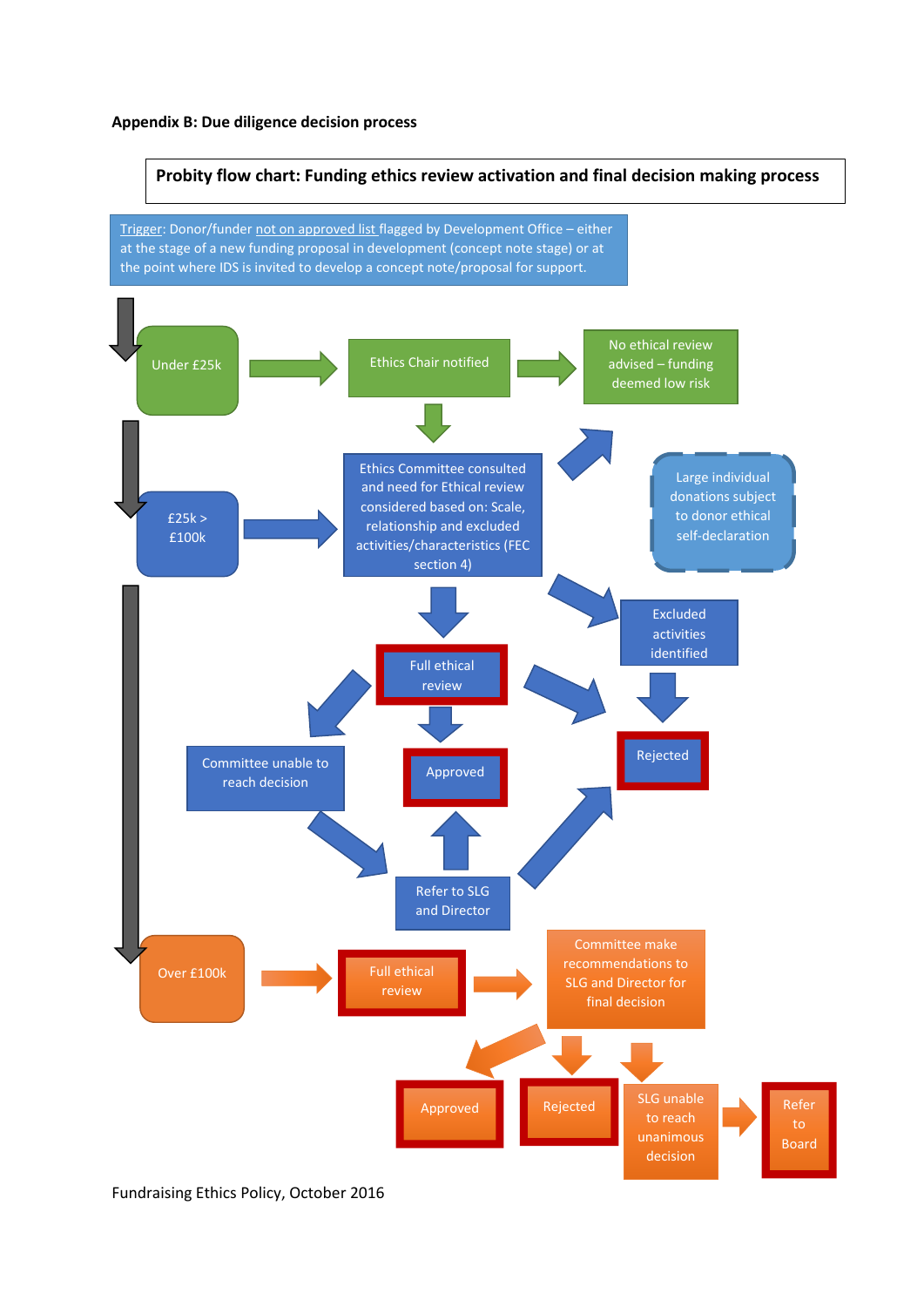**Appendix B: Due diligence decision process**

**Probity flow chart: Funding ethics review activation and final decision making process**

Trigger: Donor/funder not on approved list flagged by Development Office – either at the stage of a new funding proposal in development (concept note stage) or at the point where IDS is invited to develop a concept note/proposal for support.

Under £25k

Ethics Chair notified

No ethical review advised – funding deemed low risk

Large individual donations subject to donor ethical self-declaration

£25k > £100k

Ethics Committee consulted and need for Ethical review considered based on: Scale, relationship and excluded activities/characteristics (FEC section 4)

Excluded activities identified

Full ethical review

Committee unable to reach decision

Approved

Rejected

Refer to SLG and Director

Over £100k

Full ethical review

Committee make recommendations to SLG and Director for final decision

Approved

Rejected

SLG unable to reach unanimous decision

Refer to Board

Fundraising Ethics Policy, October 2016